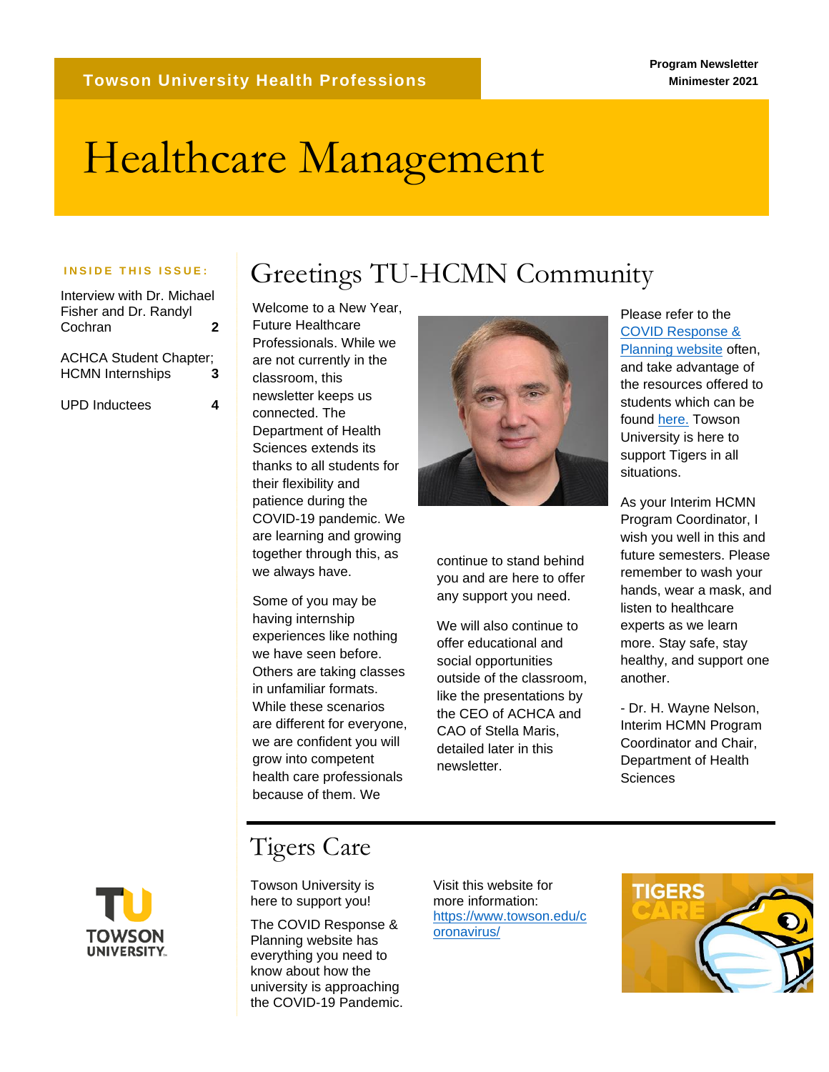Towson University Health Professions

Program Newsletter
Minimester 2021

# Healthcare Management

**INSIDE THIS ISSUE:**

| | |
|---|---|
| Interview with Dr. Michael Fisher and Dr. Randyl Cochran | 2 |
| ACHCA Student Chapter; HCMN Internships | 3 |
| UPD Inductees | 4 |

## Greetings TU-HCMN Community

Welcome to a New Year, Future Healthcare Professionals. While we are not currently in the classroom, this newsletter keeps us connected. The Department of Health Sciences extends its thanks to all students for their flexibility and patience during the COVID-19 pandemic. We are learning and growing together through this, as we always have.

Some of you may be having internship experiences like nothing we have seen before. Others are taking classes in unfamiliar formats. While these scenarios are different for everyone, we are confident you will grow into competent health care professionals because of them. We continue to stand behind you and are here to offer any support you need.

We will also continue to offer educational and social opportunities outside of the classroom, like the presentations by the CEO of ACHCA and CAO of Stella Maris, detailed later in this newsletter.

Please refer to the [COVID Response & Planning website](https://www.towson.edu/coronavirus/) often, and take advantage of the resources offered to students which can be found here. Towson University is here to support Tigers in all situations.

As your Interim HCMN Program Coordinator, I wish you well in this and future semesters. Please remember to wash your hands, wear a mask, and listen to healthcare experts as we learn more. Stay safe, stay healthy, and support one another.

- Dr. H. Wayne Nelson, Interim HCMN Program Coordinator and Chair, Department of Health Sciences

## Tigers Care

Towson University is here to support you!

The COVID Response & Planning website has everything you need to know about how the university is approaching the COVID-19 Pandemic.

Visit this website for more information: [https://www.towson.edu/coronavirus/](https://www.towson.edu/coronavirus/)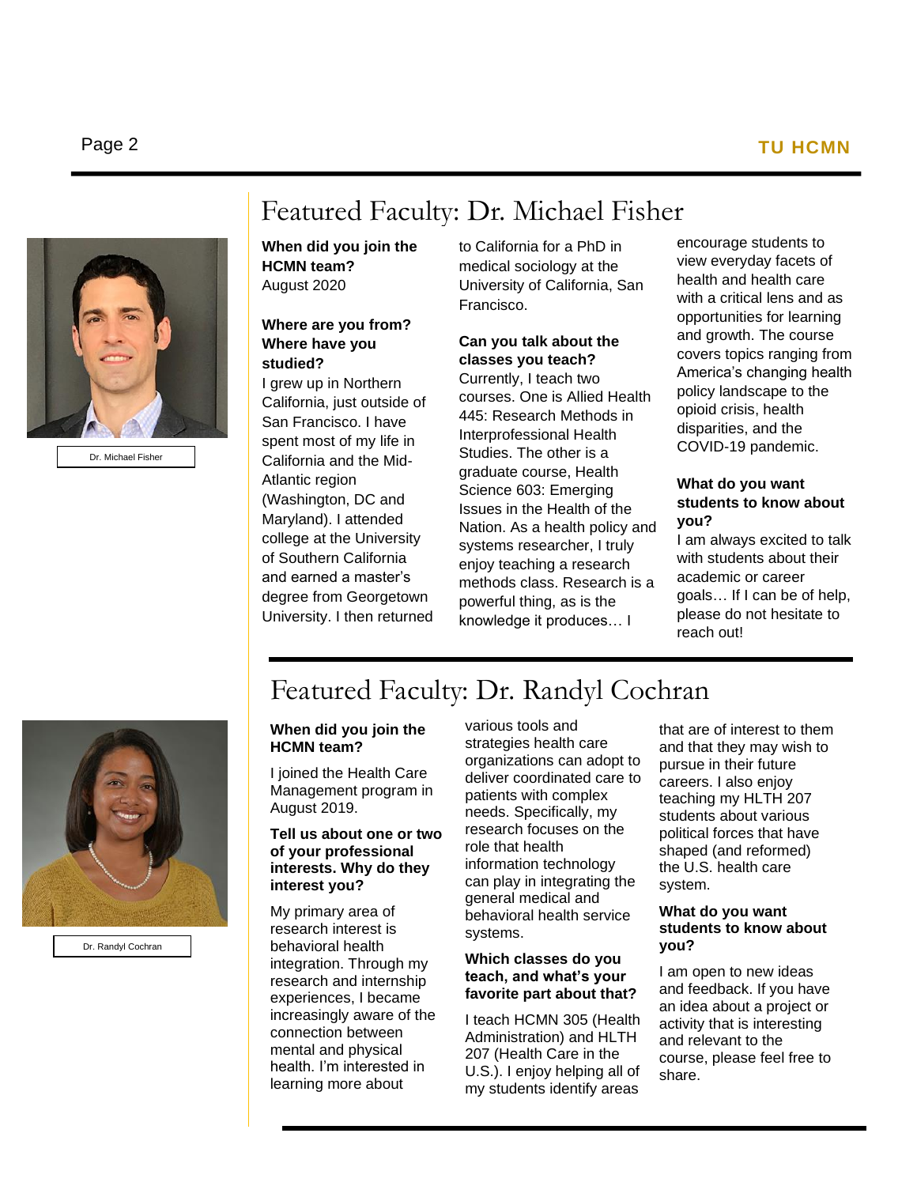## Featured Faculty: Dr. Michael Fisher

Dr. Michael Fisher

**When did you join the HCMN team?**
August 2020

**Where are you from? Where have you studied?**
I grew up in Northern California, just outside of San Francisco. I have spent most of my life in California and the Mid-Atlantic region (Washington, DC and Maryland). I attended college at the University of Southern California and earned a master's degree from Georgetown University. I then returned to California for a PhD in medical sociology at the University of California, San Francisco.

**Can you talk about the classes you teach?**
Currently, I teach two courses. One is Allied Health 445: Research Methods in Interprofessional Health Studies. The other is a graduate course, Health Science 603: Emerging Issues in the Health of the Nation. As a health policy and systems researcher, I truly enjoy teaching a research methods class. Research is a powerful thing, as is the knowledge it produces… I encourage students to view everyday facets of health and health care with a critical lens and as opportunities for learning and growth. The course covers topics ranging from America's changing health policy landscape to the opioid crisis, health disparities, and the COVID-19 pandemic.

**What do you want students to know about you?**
I am always excited to talk with students about their academic or career goals… If I can be of help, please do not hesitate to reach out!

## Featured Faculty: Dr. Randyl Cochran

Dr. Randyl Cochran

**When did you join the HCMN team?**

I joined the Health Care Management program in August 2019.

**Tell us about one or two of your professional interests. Why do they interest you?**

My primary area of research interest is behavioral health integration. Through my research and internship experiences, I became increasingly aware of the connection between mental and physical health. I'm interested in learning more about various tools and strategies health care organizations can adopt to deliver coordinated care to patients with complex needs. Specifically, my research focuses on the role that health information technology can play in integrating the general medical and behavioral health service systems.

**Which classes do you teach, and what's your favorite part about that?**

I teach HCMN 305 (Health Administration) and HLTH 207 (Health Care in the U.S.). I enjoy helping all of my students identify areas that are of interest to them and that they may wish to pursue in their future careers. I also enjoy teaching my HLTH 207 students about various political forces that have shaped (and reformed) the U.S. health care system.

**What do you want students to know about you?**

I am open to new ideas and feedback. If you have an idea about a project or activity that is interesting and relevant to the course, please feel free to share.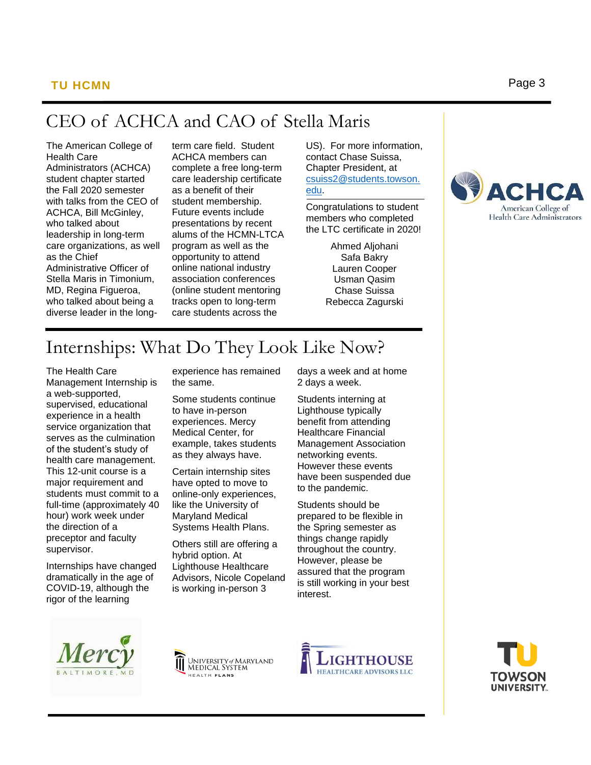# CEO of ACHCA and CAO of Stella Maris

The American College of Health Care Administrators (ACHCA) student chapter started the Fall 2020 semester with talks from the CEO of ACHCA, Bill McGinley, who talked about leadership in long-term care organizations, as well as the Chief Administrative Officer of Stella Maris in Timonium, MD, Regina Figueroa, who talked about being a diverse leader in the long-term care field. Student ACHCA members can complete a free long-term care leadership certificate as a benefit of their student membership. Future events include presentations by recent alums of the HCMN-LTCA program as well as the opportunity to attend online national industry association conferences (online student mentoring tracks open to long-term care students across the US). For more information, contact Chase Suissa, Chapter President, at csuiss2@students.towson.edu.

Congratulations to student members who completed the LTC certificate in 2020!

Ahmed Aljohani  
Safa Bakry  
Lauren Cooper  
Usman Qasim  
Chase Suissa  
Rebecca Zagurski

# Internships: What Do They Look Like Now?

The Health Care Management Internship is a web-supported, supervised, educational experience in a health service organization that serves as the culmination of the student's study of health care management. This 12-unit course is a major requirement and students must commit to a full-time (approximately 40 hour) work week under the direction of a preceptor and faculty supervisor.

Internships have changed dramatically in the age of COVID-19, although the rigor of the learning experience has remained the same.

Some students continue to have in-person experiences. Mercy Medical Center, for example, takes students as they always have.

Certain internship sites have opted to move to online-only experiences, like the University of Maryland Medical Systems Health Plans.

Others still are offering a hybrid option. At Lighthouse Healthcare Advisors, Nicole Copeland is working in-person 3 days a week and at home 2 days a week.

Students interning at Lighthouse typically benefit from attending Healthcare Financial Management Association networking events. However these events have been suspended due to the pandemic.

Students should be prepared to be flexible in the Spring semester as things change rapidly throughout the country. However, please be assured that the program is still working in your best interest.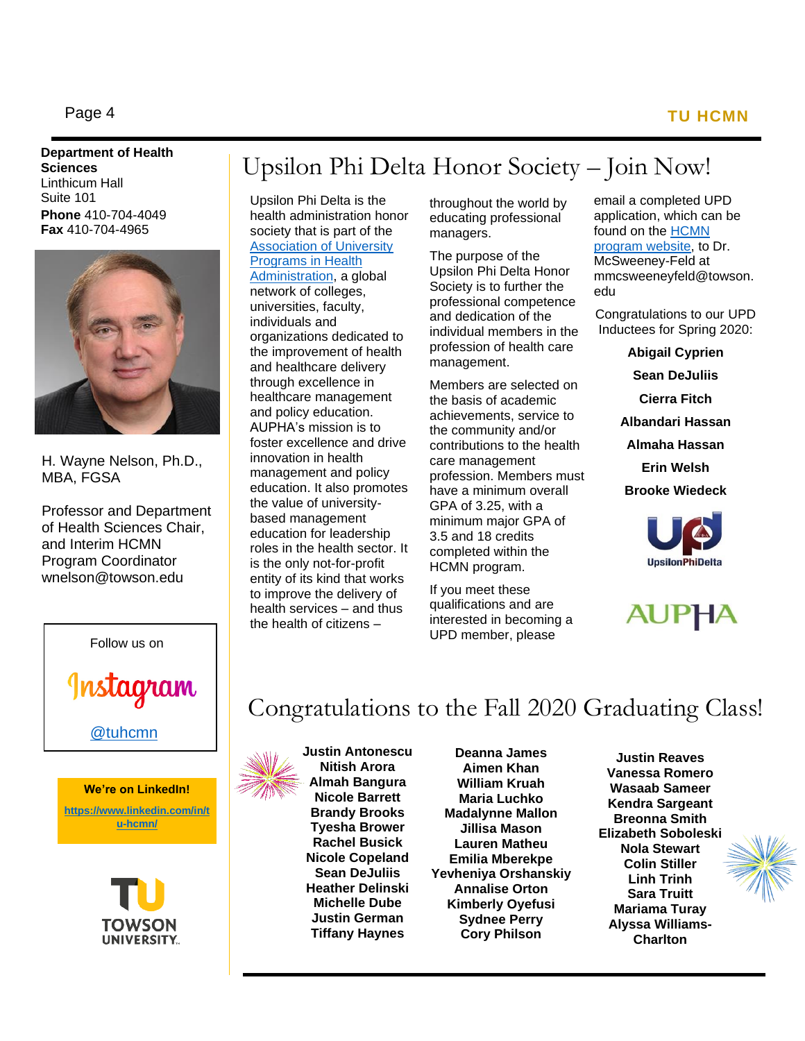**Department of Health Sciences**
Linthicum Hall
Suite 101
**Phone** 410-704-4049
**Fax** 410-704-4965

H. Wayne Nelson, Ph.D., MBA, FGSA

Professor and Department of Health Sciences Chair, and Interim HCMN Program Coordinator
wnelson@towson.edu

Follow us on Instagram

@tuhcmn

**We're on LinkedIn!**

**https://www.linkedin.com/in/tu-hcmn/**

## Upsilon Phi Delta Honor Society – Join Now!

Upsilon Phi Delta is the health administration honor society that is part of the Association of University Programs in Health Administration, a global network of colleges, universities, faculty, individuals and organizations dedicated to the improvement of health and healthcare delivery through excellence in healthcare management and policy education. AUPHA's mission is to foster excellence and drive innovation in health management and policy education. It also promotes the value of university-based management education for leadership roles in the health sector. It is the only not-for-profit entity of its kind that works to improve the delivery of health services – and thus the health of citizens – throughout the world by educating professional managers.

The purpose of the Upsilon Phi Delta Honor Society is to further the professional competence and dedication of the individual members in the profession of health care management.

Members are selected on the basis of academic achievements, service to the community and/or contributions to the health care management profession. Members must have a minimum overall GPA of 3.25, with a minimum major GPA of 3.5 and 18 credits completed within the HCMN program.

If you meet these qualifications and are interested in becoming a UPD member, please email a completed UPD application, which can be found on the HCMN program website, to Dr. McSweeney-Feld at mmcsweeneyfeld@towson.edu

Congratulations to our UPD Inductees for Spring 2020:

**Abigail Cyprien**
**Sean DeJuliis**
**Cierra Fitch**
**Albandari Hassan**
**Almaha Hassan**
**Erin Welsh**
**Brooke Wiedeck**

UpsilonPhiDelta

AUPHA

## Congratulations to the Fall 2020 Graduating Class!

**Justin Antonescu**
**Nitish Arora**
**Almah Bangura**
**Nicole Barrett**
**Brandy Brooks**
**Tyesha Brower**
**Rachel Busick**
**Nicole Copeland**
**Sean DeJuliis**
**Heather Delinski**
**Michelle Dube**
**Justin German**
**Tiffany Haynes**
**Deanna James**
**Aimen Khan**
**William Kruah**
**Maria Luchko**
**Madalynne Mallon**
**Jillisa Mason**
**Lauren Matheu**
**Emilia Mberekpe**
**Yevheniya Orshanskiy**
**Annalise Orton**
**Kimberly Oyefusi**
**Sydnee Perry**
**Cory Philson**
**Justin Reaves**
**Vanessa Romero**
**Wasaab Sameer**
**Kendra Sargeant**
**Breonna Smith**
**Elizabeth Soboleski**
**Nola Stewart**
**Colin Stiller**
**Linh Trinh**
**Sara Truitt**
**Mariama Turay**
**Alyssa Williams-Charlton**